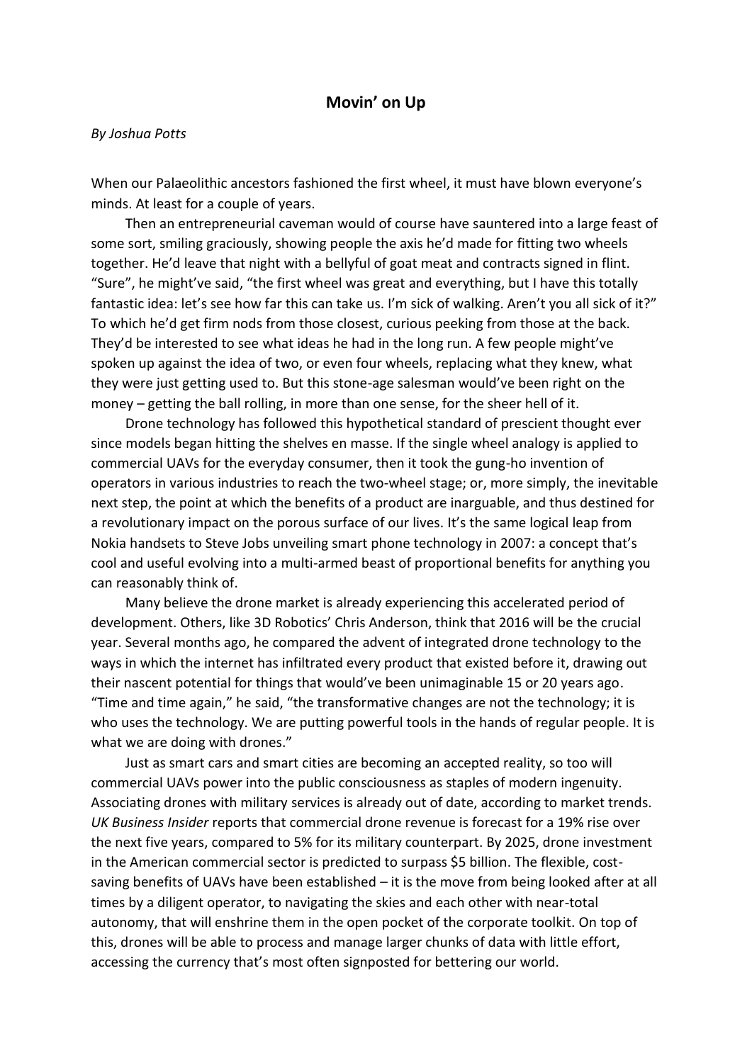# Movin' on Up

*By Joshua Potts*

When our Palaeolithic ancestors fashioned the first wheel, it must have blown everyone's minds. At least for a couple of years.

Then an entrepreneurial caveman would of course have sauntered into a large feast of some sort, smiling graciously, showing people the axis he'd made for fitting two wheels together. He'd leave that night with a bellyful of goat meat and contracts signed in flint. "Sure", he might've said, "the first wheel was great and everything, but I have this totally fantastic idea: let's see how far this can take us. I'm sick of walking. Aren't you all sick of it?" To which he'd get firm nods from those closest, curious peeking from those at the back. They'd be interested to see what ideas he had in the long run. A few people might've spoken up against the idea of two, or even four wheels, replacing what they knew, what they were just getting used to. But this stone-age salesman would've been right on the money – getting the ball rolling, in more than one sense, for the sheer hell of it.

Drone technology has followed this hypothetical standard of prescient thought ever since models began hitting the shelves en masse. If the single wheel analogy is applied to commercial UAVs for the everyday consumer, then it took the gung-ho invention of operators in various industries to reach the two-wheel stage; or, more simply, the inevitable next step, the point at which the benefits of a product are inarguable, and thus destined for a revolutionary impact on the porous surface of our lives. It's the same logical leap from Nokia handsets to Steve Jobs unveiling smart phone technology in 2007: a concept that's cool and useful evolving into a multi-armed beast of proportional benefits for anything you can reasonably think of.

Many believe the drone market is already experiencing this accelerated period of development. Others, like 3D Robotics' Chris Anderson, think that 2016 will be the crucial year. Several months ago, he compared the advent of integrated drone technology to the ways in which the internet has infiltrated every product that existed before it, drawing out their nascent potential for things that would've been unimaginable 15 or 20 years ago. "Time and time again," he said, "the transformative changes are not the technology; it is who uses the technology. We are putting powerful tools in the hands of regular people. It is what we are doing with drones."

Just as smart cars and smart cities are becoming an accepted reality, so too will commercial UAVs power into the public consciousness as staples of modern ingenuity. Associating drones with military services is already out of date, according to market trends. *UK Business Insider* reports that commercial drone revenue is forecast for a 19% rise over the next five years, compared to 5% for its military counterpart. By 2025, drone investment in the American commercial sector is predicted to surpass $5 billion. The flexible, cost-saving benefits of UAVs have been established – it is the move from being looked after at all times by a diligent operator, to navigating the skies and each other with near-total autonomy, that will enshrine them in the open pocket of the corporate toolkit. On top of this, drones will be able to process and manage larger chunks of data with little effort, accessing the currency that's most often signposted for bettering our world.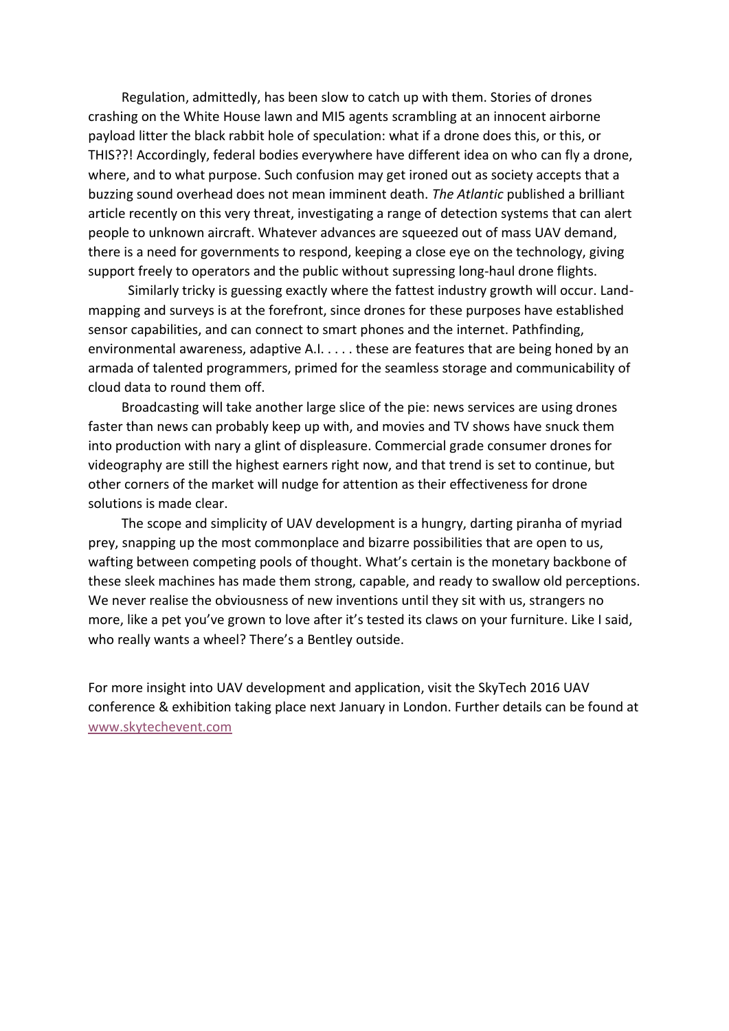Regulation, admittedly, has been slow to catch up with them. Stories of drones crashing on the White House lawn and MI5 agents scrambling at an innocent airborne payload litter the black rabbit hole of speculation: what if a drone does this, or this, or THIS??! Accordingly, federal bodies everywhere have different idea on who can fly a drone, where, and to what purpose. Such confusion may get ironed out as society accepts that a buzzing sound overhead does not mean imminent death. *The Atlantic* published a brilliant article recently on this very threat, investigating a range of detection systems that can alert people to unknown aircraft. Whatever advances are squeezed out of mass UAV demand, there is a need for governments to respond, keeping a close eye on the technology, giving support freely to operators and the public without supressing long-haul drone flights.

Similarly tricky is guessing exactly where the fattest industry growth will occur. Land-mapping and surveys is at the forefront, since drones for these purposes have established sensor capabilities, and can connect to smart phones and the internet. Pathfinding, environmental awareness, adaptive A.I. . . . . these are features that are being honed by an armada of talented programmers, primed for the seamless storage and communicability of cloud data to round them off.

Broadcasting will take another large slice of the pie: news services are using drones faster than news can probably keep up with, and movies and TV shows have snuck them into production with nary a glint of displeasure. Commercial grade consumer drones for videography are still the highest earners right now, and that trend is set to continue, but other corners of the market will nudge for attention as their effectiveness for drone solutions is made clear.

The scope and simplicity of UAV development is a hungry, darting piranha of myriad prey, snapping up the most commonplace and bizarre possibilities that are open to us, wafting between competing pools of thought. What's certain is the monetary backbone of these sleek machines has made them strong, capable, and ready to swallow old perceptions. We never realise the obviousness of new inventions until they sit with us, strangers no more, like a pet you've grown to love after it's tested its claws on your furniture. Like I said, who really wants a wheel? There's a Bentley outside.

For more insight into UAV development and application, visit the SkyTech 2016 UAV conference & exhibition taking place next January in London. Further details can be found at [www.skytechevent.com](http://www.skytechevent.com)